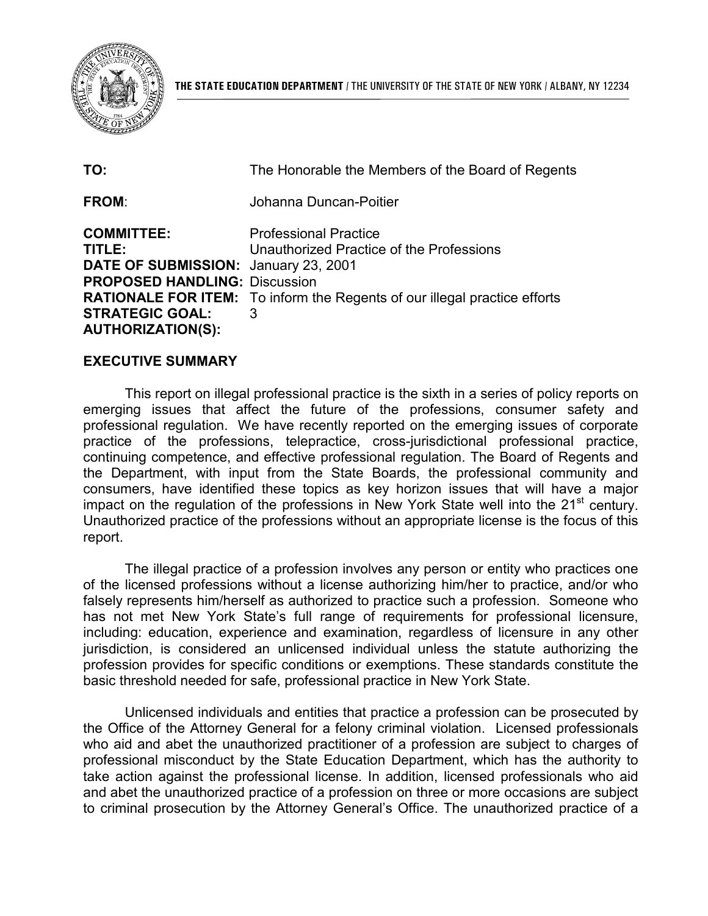**THE STATE EDUCATION DEPARTMENT** / THE UNIVERSITY OF THE STATE OF NEW YORK / ALBANY, NY 12234

**TO:** The Honorable the Members of the Board of Regents

**FROM**: Johanna Duncan-Poitier

**COMMITTEE:** Professional Practice
**TITLE:** Unauthorized Practice of the Professions
**DATE OF SUBMISSION:** January 23, 2001
**PROPOSED HANDLING:** Discussion
**RATIONALE FOR ITEM:** To inform the Regents of our illegal practice efforts
**STRATEGIC GOAL:** 3
**AUTHORIZATION(S):**

## EXECUTIVE SUMMARY

This report on illegal professional practice is the sixth in a series of policy reports on emerging issues that affect the future of the professions, consumer safety and professional regulation. We have recently reported on the emerging issues of corporate practice of the professions, telepractice, cross-jurisdictional professional practice, continuing competence, and effective professional regulation. The Board of Regents and the Department, with input from the State Boards, the professional community and consumers, have identified these topics as key horizon issues that will have a major impact on the regulation of the professions in New York State well into the 21st century. Unauthorized practice of the professions without an appropriate license is the focus of this report.

The illegal practice of a profession involves any person or entity who practices one of the licensed professions without a license authorizing him/her to practice, and/or who falsely represents him/herself as authorized to practice such a profession. Someone who has not met New York State's full range of requirements for professional licensure, including: education, experience and examination, regardless of licensure in any other jurisdiction, is considered an unlicensed individual unless the statute authorizing the profession provides for specific conditions or exemptions. These standards constitute the basic threshold needed for safe, professional practice in New York State.

Unlicensed individuals and entities that practice a profession can be prosecuted by the Office of the Attorney General for a felony criminal violation. Licensed professionals who aid and abet the unauthorized practitioner of a profession are subject to charges of professional misconduct by the State Education Department, which has the authority to take action against the professional license. In addition, licensed professionals who aid and abet the unauthorized practice of a profession on three or more occasions are subject to criminal prosecution by the Attorney General's Office. The unauthorized practice of a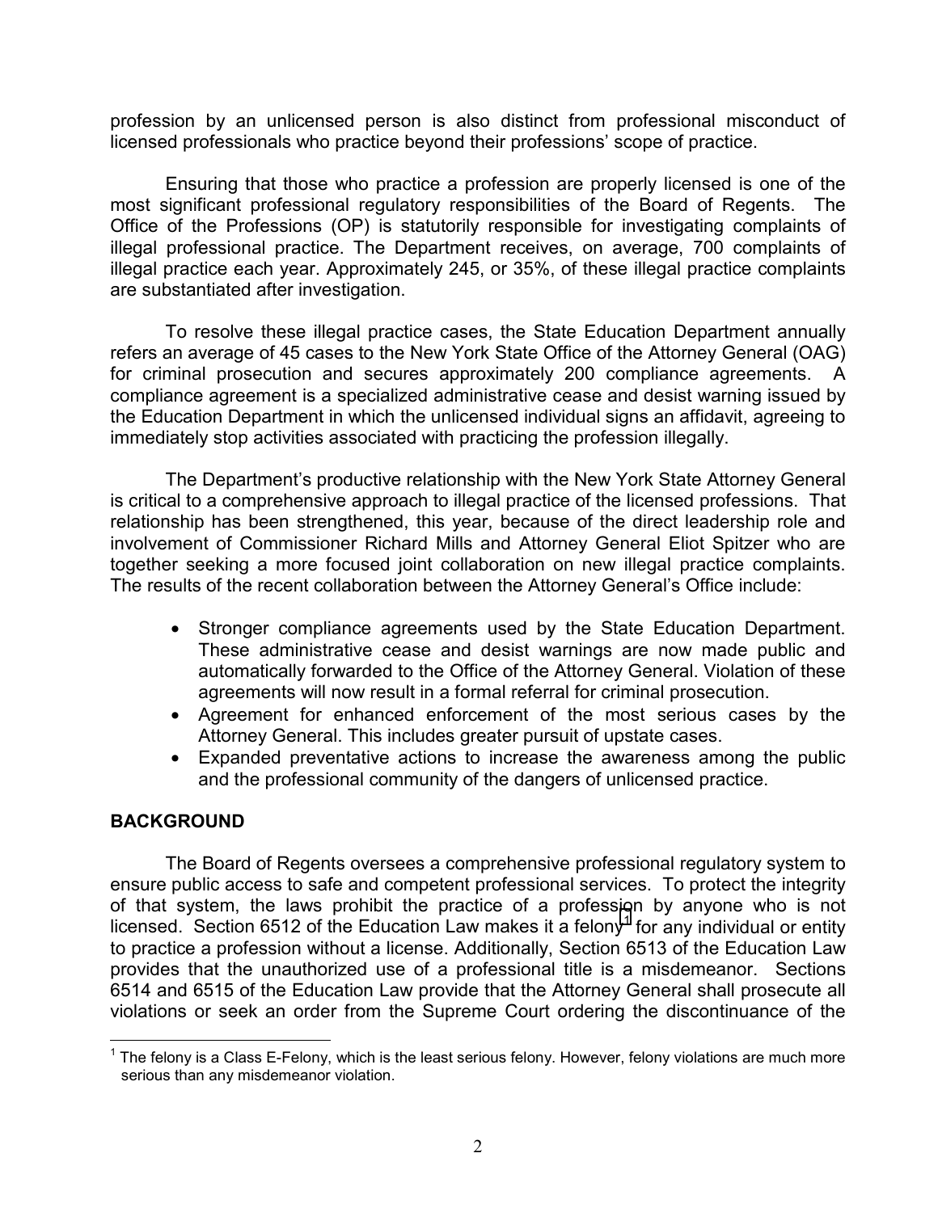profession by an unlicensed person is also distinct from professional misconduct of licensed professionals who practice beyond their professions' scope of practice.

Ensuring that those who practice a profession are properly licensed is one of the most significant professional regulatory responsibilities of the Board of Regents. The Office of the Professions (OP) is statutorily responsible for investigating complaints of illegal professional practice. The Department receives, on average, 700 complaints of illegal practice each year. Approximately 245, or 35%, of these illegal practice complaints are substantiated after investigation.

To resolve these illegal practice cases, the State Education Department annually refers an average of 45 cases to the New York State Office of the Attorney General (OAG) for criminal prosecution and secures approximately 200 compliance agreements. A compliance agreement is a specialized administrative cease and desist warning issued by the Education Department in which the unlicensed individual signs an affidavit, agreeing to immediately stop activities associated with practicing the profession illegally.

The Department's productive relationship with the New York State Attorney General is critical to a comprehensive approach to illegal practice of the licensed professions. That relationship has been strengthened, this year, because of the direct leadership role and involvement of Commissioner Richard Mills and Attorney General Eliot Spitzer who are together seeking a more focused joint collaboration on new illegal practice complaints. The results of the recent collaboration between the Attorney General's Office include:

- Stronger compliance agreements used by the State Education Department. These administrative cease and desist warnings are now made public and automatically forwarded to the Office of the Attorney General. Violation of these agreements will now result in a formal referral for criminal prosecution.
- Agreement for enhanced enforcement of the most serious cases by the Attorney General. This includes greater pursuit of upstate cases.
- Expanded preventative actions to increase the awareness among the public and the professional community of the dangers of unlicensed practice.

## BACKGROUND

The Board of Regents oversees a comprehensive professional regulatory system to ensure public access to safe and competent professional services. To protect the integrity of that system, the laws prohibit the practice of a profession by anyone who is not licensed. Section 6512 of the Education Law makes it a felony[1] for any individual or entity to practice a profession without a license. Additionally, Section 6513 of the Education Law provides that the unauthorized use of a professional title is a misdemeanor. Sections 6514 and 6515 of the Education Law provide that the Attorney General shall prosecute all violations or seek an order from the Supreme Court ordering the discontinuance of the

[1] The felony is a Class E-Felony, which is the least serious felony. However, felony violations are much more serious than any misdemeanor violation.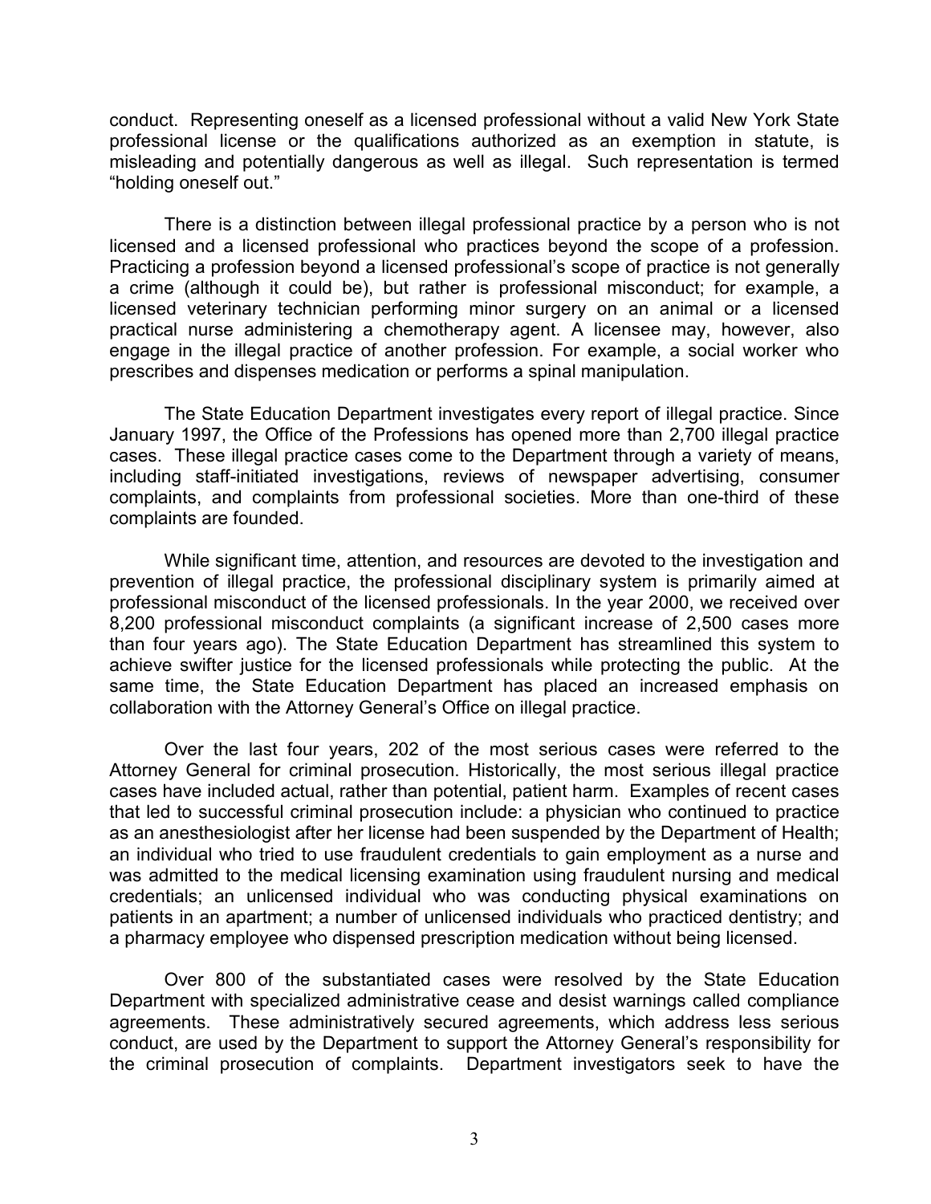conduct. Representing oneself as a licensed professional without a valid New York State professional license or the qualifications authorized as an exemption in statute, is misleading and potentially dangerous as well as illegal. Such representation is termed "holding oneself out."

There is a distinction between illegal professional practice by a person who is not licensed and a licensed professional who practices beyond the scope of a profession. Practicing a profession beyond a licensed professional's scope of practice is not generally a crime (although it could be), but rather is professional misconduct; for example, a licensed veterinary technician performing minor surgery on an animal or a licensed practical nurse administering a chemotherapy agent. A licensee may, however, also engage in the illegal practice of another profession. For example, a social worker who prescribes and dispenses medication or performs a spinal manipulation.

The State Education Department investigates every report of illegal practice. Since January 1997, the Office of the Professions has opened more than 2,700 illegal practice cases. These illegal practice cases come to the Department through a variety of means, including staff-initiated investigations, reviews of newspaper advertising, consumer complaints, and complaints from professional societies. More than one-third of these complaints are founded.

While significant time, attention, and resources are devoted to the investigation and prevention of illegal practice, the professional disciplinary system is primarily aimed at professional misconduct of the licensed professionals. In the year 2000, we received over 8,200 professional misconduct complaints (a significant increase of 2,500 cases more than four years ago). The State Education Department has streamlined this system to achieve swifter justice for the licensed professionals while protecting the public. At the same time, the State Education Department has placed an increased emphasis on collaboration with the Attorney General's Office on illegal practice.

Over the last four years, 202 of the most serious cases were referred to the Attorney General for criminal prosecution. Historically, the most serious illegal practice cases have included actual, rather than potential, patient harm. Examples of recent cases that led to successful criminal prosecution include: a physician who continued to practice as an anesthesiologist after her license had been suspended by the Department of Health; an individual who tried to use fraudulent credentials to gain employment as a nurse and was admitted to the medical licensing examination using fraudulent nursing and medical credentials; an unlicensed individual who was conducting physical examinations on patients in an apartment; a number of unlicensed individuals who practiced dentistry; and a pharmacy employee who dispensed prescription medication without being licensed.

Over 800 of the substantiated cases were resolved by the State Education Department with specialized administrative cease and desist warnings called compliance agreements. These administratively secured agreements, which address less serious conduct, are used by the Department to support the Attorney General's responsibility for the criminal prosecution of complaints. Department investigators seek to have the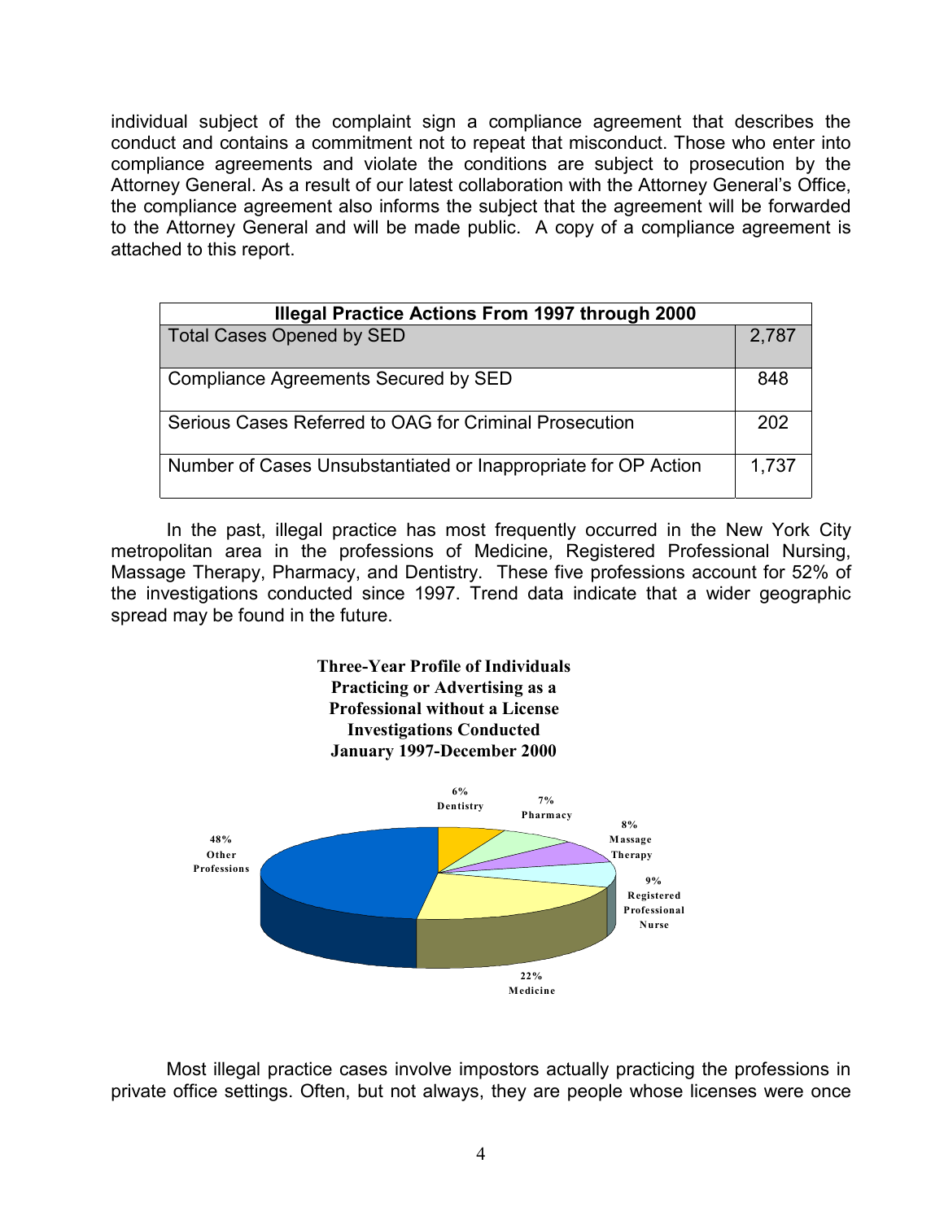individual subject of the complaint sign a compliance agreement that describes the conduct and contains a commitment not to repeat that misconduct. Those who enter into compliance agreements and violate the conditions are subject to prosecution by the Attorney General. As a result of our latest collaboration with the Attorney General's Office, the compliance agreement also informs the subject that the agreement will be forwarded to the Attorney General and will be made public. A copy of a compliance agreement is attached to this report.

| Illegal Practice Actions From 1997 through 2000 | |
|---|---|
| Total Cases Opened by SED | 2,787 |
| Compliance Agreements Secured by SED | 848 |
| Serious Cases Referred to OAG for Criminal Prosecution | 202 |
| Number of Cases Unsubstantiated or Inappropriate for OP Action | 1,737 |

In the past, illegal practice has most frequently occurred in the New York City metropolitan area in the professions of Medicine, Registered Professional Nursing, Massage Therapy, Pharmacy, and Dentistry. These five professions account for 52% of the investigations conducted since 1997. Trend data indicate that a wider geographic spread may be found in the future.

**Three-Year Profile of Individuals Practicing or Advertising as a Professional without a License Investigations Conducted January 1997-December 2000**

| Profession | Percent |
|---|---|
| Dentistry | 6% |
| Pharmacy | 7% |
| Massage Therapy | 8% |
| Registered Professional Nurse | 9% |
| Medicine | 22% |
| Other Professions | 48% |

Most illegal practice cases involve impostors actually practicing the professions in private office settings. Often, but not always, they are people whose licenses were once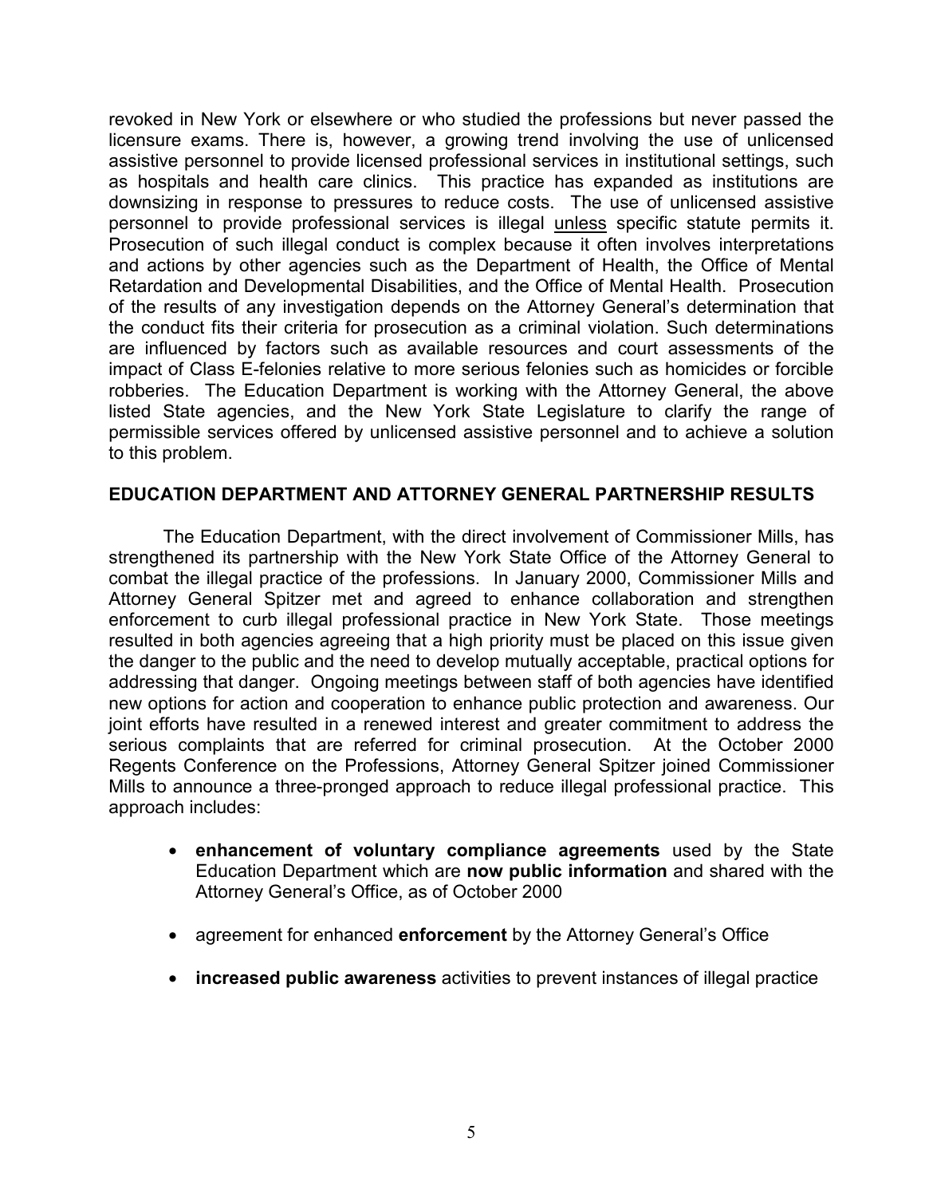revoked in New York or elsewhere or who studied the professions but never passed the licensure exams. There is, however, a growing trend involving the use of unlicensed assistive personnel to provide licensed professional services in institutional settings, such as hospitals and health care clinics. This practice has expanded as institutions are downsizing in response to pressures to reduce costs. The use of unlicensed assistive personnel to provide professional services is illegal unless specific statute permits it. Prosecution of such illegal conduct is complex because it often involves interpretations and actions by other agencies such as the Department of Health, the Office of Mental Retardation and Developmental Disabilities, and the Office of Mental Health. Prosecution of the results of any investigation depends on the Attorney General's determination that the conduct fits their criteria for prosecution as a criminal violation. Such determinations are influenced by factors such as available resources and court assessments of the impact of Class E-felonies relative to more serious felonies such as homicides or forcible robberies. The Education Department is working with the Attorney General, the above listed State agencies, and the New York State Legislature to clarify the range of permissible services offered by unlicensed assistive personnel and to achieve a solution to this problem.

## EDUCATION DEPARTMENT AND ATTORNEY GENERAL PARTNERSHIP RESULTS

The Education Department, with the direct involvement of Commissioner Mills, has strengthened its partnership with the New York State Office of the Attorney General to combat the illegal practice of the professions. In January 2000, Commissioner Mills and Attorney General Spitzer met and agreed to enhance collaboration and strengthen enforcement to curb illegal professional practice in New York State. Those meetings resulted in both agencies agreeing that a high priority must be placed on this issue given the danger to the public and the need to develop mutually acceptable, practical options for addressing that danger. Ongoing meetings between staff of both agencies have identified new options for action and cooperation to enhance public protection and awareness. Our joint efforts have resulted in a renewed interest and greater commitment to address the serious complaints that are referred for criminal prosecution. At the October 2000 Regents Conference on the Professions, Attorney General Spitzer joined Commissioner Mills to announce a three-pronged approach to reduce illegal professional practice. This approach includes:

- **enhancement of voluntary compliance agreements** used by the State Education Department which are **now public information** and shared with the Attorney General's Office, as of October 2000
- agreement for enhanced **enforcement** by the Attorney General's Office
- **increased public awareness** activities to prevent instances of illegal practice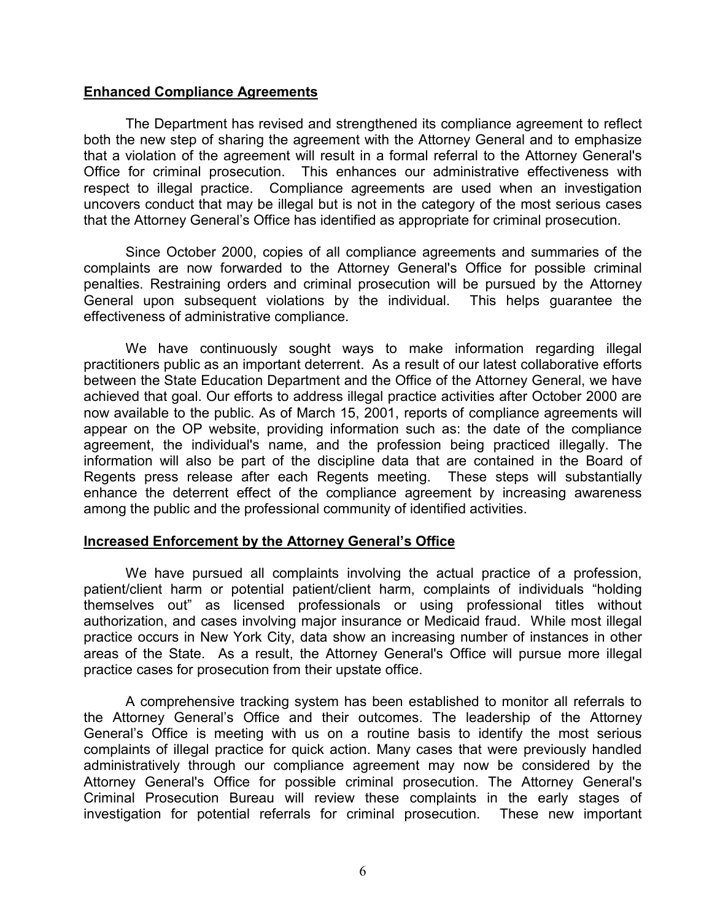**Enhanced Compliance Agreements**

The Department has revised and strengthened its compliance agreement to reflect both the new step of sharing the agreement with the Attorney General and to emphasize that a violation of the agreement will result in a formal referral to the Attorney General's Office for criminal prosecution. This enhances our administrative effectiveness with respect to illegal practice. Compliance agreements are used when an investigation uncovers conduct that may be illegal but is not in the category of the most serious cases that the Attorney General's Office has identified as appropriate for criminal prosecution.

Since October 2000, copies of all compliance agreements and summaries of the complaints are now forwarded to the Attorney General's Office for possible criminal penalties. Restraining orders and criminal prosecution will be pursued by the Attorney General upon subsequent violations by the individual. This helps guarantee the effectiveness of administrative compliance.

We have continuously sought ways to make information regarding illegal practitioners public as an important deterrent. As a result of our latest collaborative efforts between the State Education Department and the Office of the Attorney General, we have achieved that goal. Our efforts to address illegal practice activities after October 2000 are now available to the public. As of March 15, 2001, reports of compliance agreements will appear on the OP website, providing information such as: the date of the compliance agreement, the individual's name, and the profession being practiced illegally. The information will also be part of the discipline data that are contained in the Board of Regents press release after each Regents meeting. These steps will substantially enhance the deterrent effect of the compliance agreement by increasing awareness among the public and the professional community of identified activities.

**Increased Enforcement by the Attorney General's Office**

We have pursued all complaints involving the actual practice of a profession, patient/client harm or potential patient/client harm, complaints of individuals "holding themselves out" as licensed professionals or using professional titles without authorization, and cases involving major insurance or Medicaid fraud. While most illegal practice occurs in New York City, data show an increasing number of instances in other areas of the State. As a result, the Attorney General's Office will pursue more illegal practice cases for prosecution from their upstate office.

A comprehensive tracking system has been established to monitor all referrals to the Attorney General's Office and their outcomes. The leadership of the Attorney General's Office is meeting with us on a routine basis to identify the most serious complaints of illegal practice for quick action. Many cases that were previously handled administratively through our compliance agreement may now be considered by the Attorney General's Office for possible criminal prosecution. The Attorney General's Criminal Prosecution Bureau will review these complaints in the early stages of investigation for potential referrals for criminal prosecution. These new important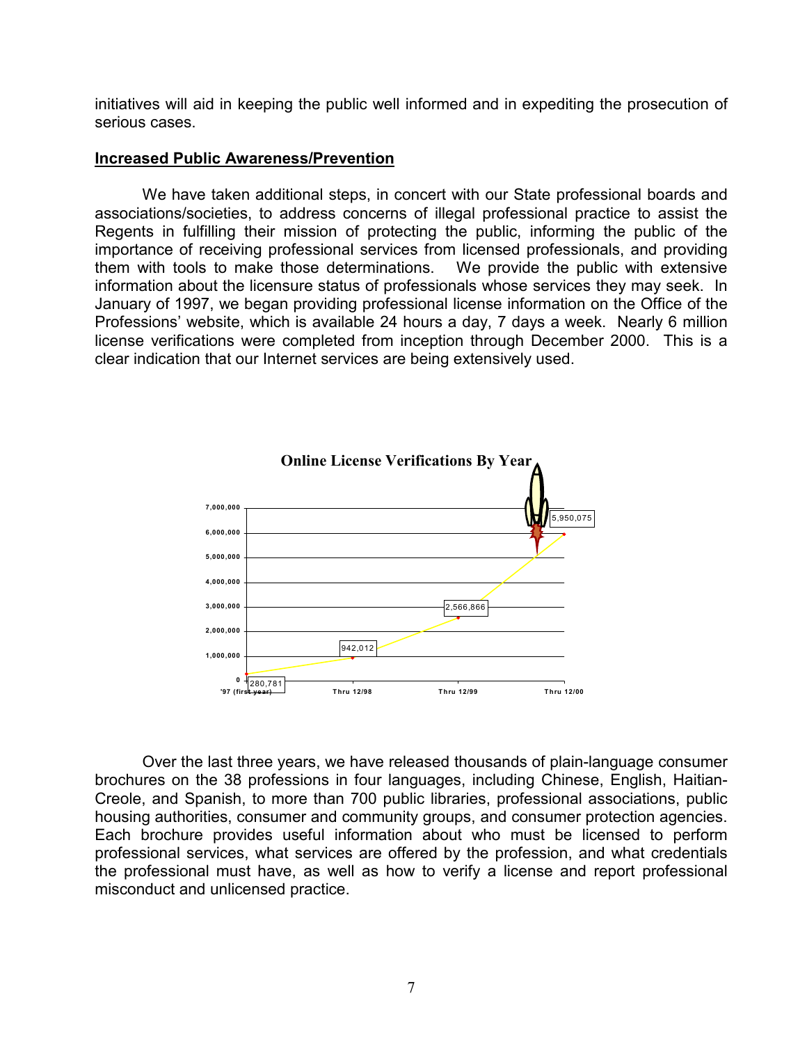initiatives will aid in keeping the public well informed and in expediting the prosecution of serious cases.

## Increased Public Awareness/Prevention

We have taken additional steps, in concert with our State professional boards and associations/societies, to address concerns of illegal professional practice to assist the Regents in fulfilling their mission of protecting the public, informing the public of the importance of receiving professional services from licensed professionals, and providing them with tools to make those determinations. We provide the public with extensive information about the licensure status of professionals whose services they may seek. In January of 1997, we began providing professional license information on the Office of the Professions' website, which is available 24 hours a day, 7 days a week. Nearly 6 million license verifications were completed from inception through December 2000. This is a clear indication that our Internet services are being extensively used.

**Online License Verifications By Year**

| Period | Verifications |
|---|---|
| '97 (first year) | 280,781 |
| Thru 12/98 | 942,012 |
| Thru 12/99 | 2,566,866 |
| Thru 12/00 | 5,950,075 |

Over the last three years, we have released thousands of plain-language consumer brochures on the 38 professions in four languages, including Chinese, English, Haitian-Creole, and Spanish, to more than 700 public libraries, professional associations, public housing authorities, consumer and community groups, and consumer protection agencies. Each brochure provides useful information about who must be licensed to perform professional services, what services are offered by the profession, and what credentials the professional must have, as well as how to verify a license and report professional misconduct and unlicensed practice.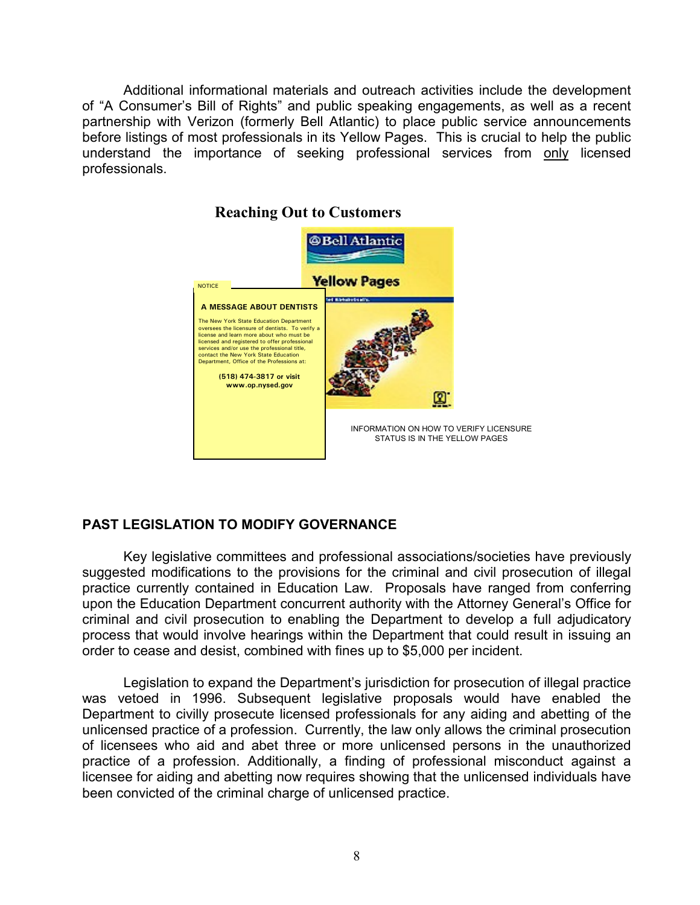Additional informational materials and outreach activities include the development of "A Consumer's Bill of Rights" and public speaking engagements, as well as a recent partnership with Verizon (formerly Bell Atlantic) to place public service announcements before listings of most professionals in its Yellow Pages. This is crucial to help the public understand the importance of seeking professional services from <u>only</u> licensed professionals.

**Reaching Out to Customers**

NOTICE

**A MESSAGE ABOUT DENTISTS**

The New York State Education Department oversees the licensure of dentists. To verify a license and learn more about who must be licensed and registered to offer professional services and/or use the professional title, contact the New York State Education Department, Office of the Professions at:

**(518) 474-3817 or visit www.op.nysed.gov**

INFORMATION ON HOW TO VERIFY LICENSURE STATUS IS IN THE YELLOW PAGES

## PAST LEGISLATION TO MODIFY GOVERNANCE

Key legislative committees and professional associations/societies have previously suggested modifications to the provisions for the criminal and civil prosecution of illegal practice currently contained in Education Law. Proposals have ranged from conferring upon the Education Department concurrent authority with the Attorney General's Office for criminal and civil prosecution to enabling the Department to develop a full adjudicatory process that would involve hearings within the Department that could result in issuing an order to cease and desist, combined with fines up to $5,000 per incident.

Legislation to expand the Department's jurisdiction for prosecution of illegal practice was vetoed in 1996. Subsequent legislative proposals would have enabled the Department to civilly prosecute licensed professionals for any aiding and abetting of the unlicensed practice of a profession. Currently, the law only allows the criminal prosecution of licensees who aid and abet three or more unlicensed persons in the unauthorized practice of a profession. Additionally, a finding of professional misconduct against a licensee for aiding and abetting now requires showing that the unlicensed individuals have been convicted of the criminal charge of unlicensed practice.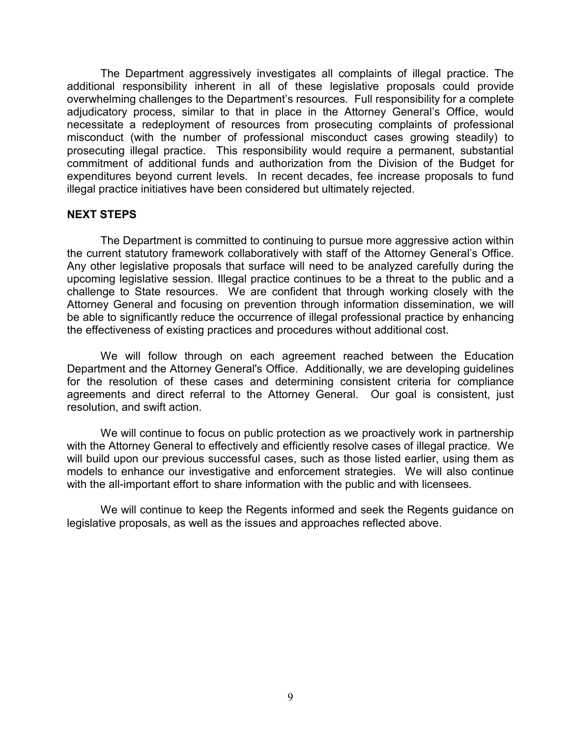The Department aggressively investigates all complaints of illegal practice. The additional responsibility inherent in all of these legislative proposals could provide overwhelming challenges to the Department's resources. Full responsibility for a complete adjudicatory process, similar to that in place in the Attorney General's Office, would necessitate a redeployment of resources from prosecuting complaints of professional misconduct (with the number of professional misconduct cases growing steadily) to prosecuting illegal practice. This responsibility would require a permanent, substantial commitment of additional funds and authorization from the Division of the Budget for expenditures beyond current levels. In recent decades, fee increase proposals to fund illegal practice initiatives have been considered but ultimately rejected.

**NEXT STEPS**

The Department is committed to continuing to pursue more aggressive action within the current statutory framework collaboratively with staff of the Attorney General's Office. Any other legislative proposals that surface will need to be analyzed carefully during the upcoming legislative session. Illegal practice continues to be a threat to the public and a challenge to State resources. We are confident that through working closely with the Attorney General and focusing on prevention through information dissemination, we will be able to significantly reduce the occurrence of illegal professional practice by enhancing the effectiveness of existing practices and procedures without additional cost.

We will follow through on each agreement reached between the Education Department and the Attorney General's Office. Additionally, we are developing guidelines for the resolution of these cases and determining consistent criteria for compliance agreements and direct referral to the Attorney General. Our goal is consistent, just resolution, and swift action.

We will continue to focus on public protection as we proactively work in partnership with the Attorney General to effectively and efficiently resolve cases of illegal practice. We will build upon our previous successful cases, such as those listed earlier, using them as models to enhance our investigative and enforcement strategies. We will also continue with the all-important effort to share information with the public and with licensees.

We will continue to keep the Regents informed and seek the Regents guidance on legislative proposals, as well as the issues and approaches reflected above.